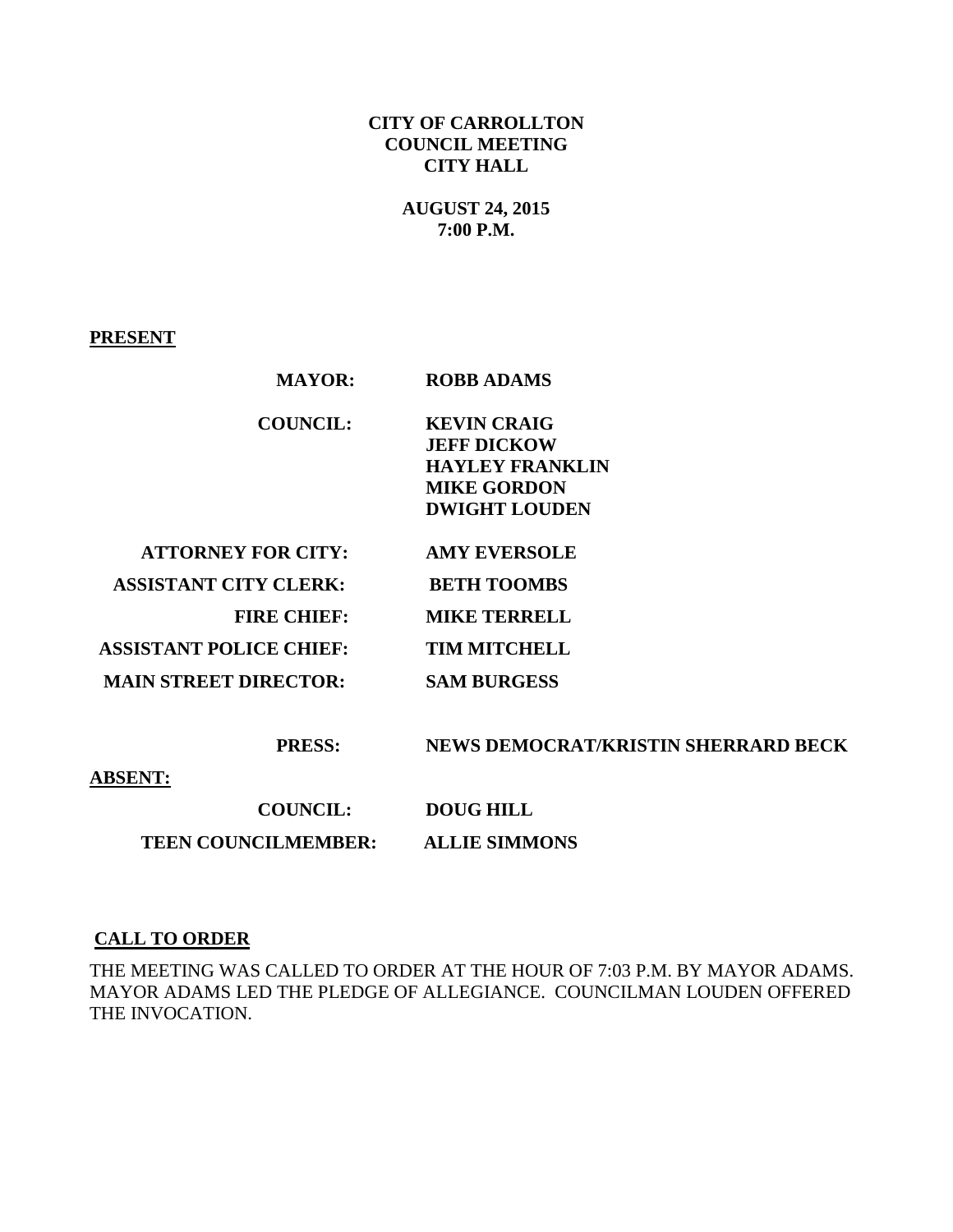**CITY OF CARROLLTON**
**COUNCIL MEETING**
**CITY HALL**

**AUGUST 24, 2015**
**7:00 P.M.**

**PRESENT**

| | |
|---|---|
| **MAYOR:** | **ROBB ADAMS** |
| **COUNCIL:** | **KEVIN CRAIG**<br>**JEFF DICKOW**<br>**HAYLEY FRANKLIN**<br>**MIKE GORDON**<br>**DWIGHT LOUDEN** |
| **ATTORNEY FOR CITY:** | **AMY EVERSOLE** |
| **ASSISTANT CITY CLERK:** | **BETH TOOMBS** |
| **FIRE CHIEF:** | **MIKE TERRELL** |
| **ASSISTANT POLICE CHIEF:** | **TIM MITCHELL** |
| **MAIN STREET DIRECTOR:** | **SAM BURGESS** |
| **PRESS:** | **NEWS DEMOCRAT/KRISTIN SHERRARD BECK** |

**ABSENT:**

| | |
|---|---|
| **COUNCIL:** | **DOUG HILL** |
| **TEEN COUNCILMEMBER:** | **ALLIE SIMMONS** |

**CALL TO ORDER**

THE MEETING WAS CALLED TO ORDER AT THE HOUR OF 7:03 P.M. BY MAYOR ADAMS. MAYOR ADAMS LED THE PLEDGE OF ALLEGIANCE. COUNCILMAN LOUDEN OFFERED THE INVOCATION.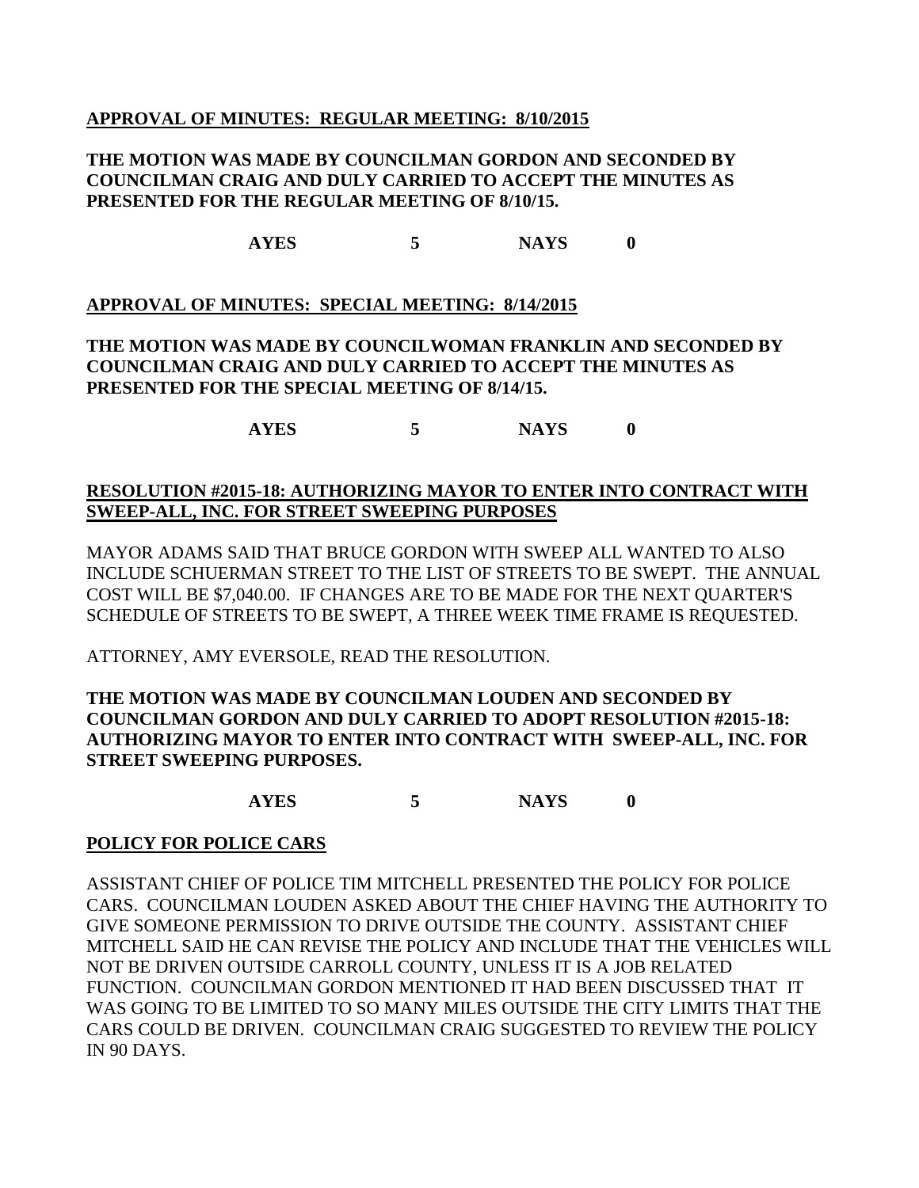**APPROVAL OF MINUTES: REGULAR MEETING: 8/10/2015**

**THE MOTION WAS MADE BY COUNCILMAN GORDON AND SECONDED BY COUNCILMAN CRAIG AND DULY CARRIED TO ACCEPT THE MINUTES AS PRESENTED FOR THE REGULAR MEETING OF 8/10/15.**

**AYES 5 NAYS 0**

**APPROVAL OF MINUTES: SPECIAL MEETING: 8/14/2015**

**THE MOTION WAS MADE BY COUNCILWOMAN FRANKLIN AND SECONDED BY COUNCILMAN CRAIG AND DULY CARRIED TO ACCEPT THE MINUTES AS PRESENTED FOR THE SPECIAL MEETING OF 8/14/15.**

**AYES 5 NAYS 0**

**RESOLUTION #2015-18: AUTHORIZING MAYOR TO ENTER INTO CONTRACT WITH SWEEP-ALL, INC. FOR STREET SWEEPING PURPOSES**

MAYOR ADAMS SAID THAT BRUCE GORDON WITH SWEEP ALL WANTED TO ALSO INCLUDE SCHUERMAN STREET TO THE LIST OF STREETS TO BE SWEPT. THE ANNUAL COST WILL BE $7,040.00. IF CHANGES ARE TO BE MADE FOR THE NEXT QUARTER'S SCHEDULE OF STREETS TO BE SWEPT, A THREE WEEK TIME FRAME IS REQUESTED.

ATTORNEY, AMY EVERSOLE, READ THE RESOLUTION.

**THE MOTION WAS MADE BY COUNCILMAN LOUDEN AND SECONDED BY COUNCILMAN GORDON AND DULY CARRIED TO ADOPT RESOLUTION #2015-18: AUTHORIZING MAYOR TO ENTER INTO CONTRACT WITH SWEEP-ALL, INC. FOR STREET SWEEPING PURPOSES.**

**AYES 5 NAYS 0**

**POLICY FOR POLICE CARS**

ASSISTANT CHIEF OF POLICE TIM MITCHELL PRESENTED THE POLICY FOR POLICE CARS. COUNCILMAN LOUDEN ASKED ABOUT THE CHIEF HAVING THE AUTHORITY TO GIVE SOMEONE PERMISSION TO DRIVE OUTSIDE THE COUNTY. ASSISTANT CHIEF MITCHELL SAID HE CAN REVISE THE POLICY AND INCLUDE THAT THE VEHICLES WILL NOT BE DRIVEN OUTSIDE CARROLL COUNTY, UNLESS IT IS A JOB RELATED FUNCTION. COUNCILMAN GORDON MENTIONED IT HAD BEEN DISCUSSED THAT IT WAS GOING TO BE LIMITED TO SO MANY MILES OUTSIDE THE CITY LIMITS THAT THE CARS COULD BE DRIVEN. COUNCILMAN CRAIG SUGGESTED TO REVIEW THE POLICY IN 90 DAYS.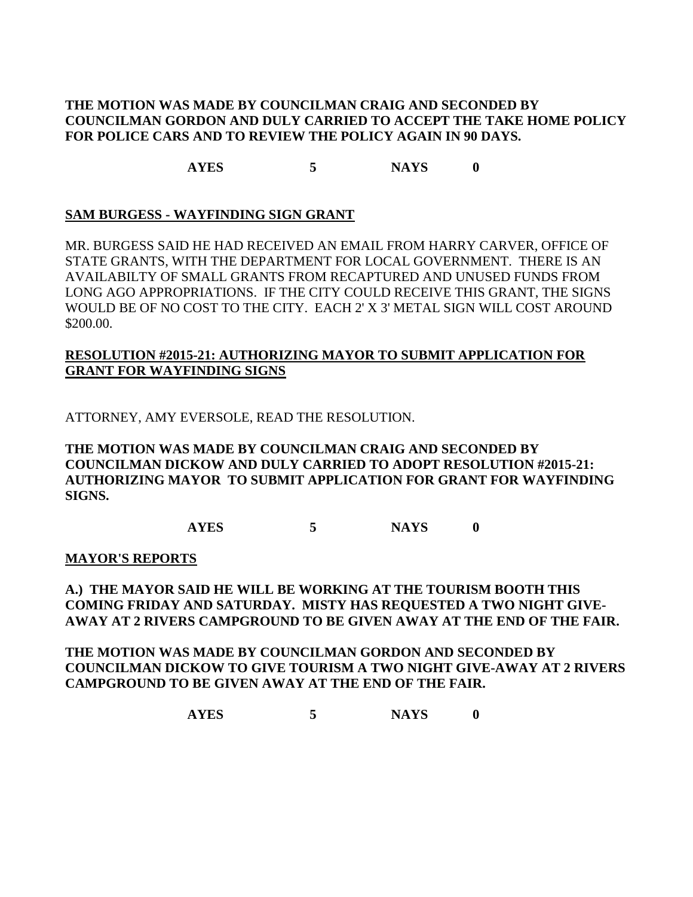**THE MOTION WAS MADE BY COUNCILMAN CRAIG AND SECONDED BY COUNCILMAN GORDON AND DULY CARRIED TO ACCEPT THE TAKE HOME POLICY FOR POLICE CARS AND TO REVIEW THE POLICY AGAIN IN 90 DAYS.**

**AYES 5 NAYS 0**

**SAM BURGESS - WAYFINDING SIGN GRANT**

MR. BURGESS SAID HE HAD RECEIVED AN EMAIL FROM HARRY CARVER, OFFICE OF STATE GRANTS, WITH THE DEPARTMENT FOR LOCAL GOVERNMENT. THERE IS AN AVAILABILTY OF SMALL GRANTS FROM RECAPTURED AND UNUSED FUNDS FROM LONG AGO APPROPRIATIONS. IF THE CITY COULD RECEIVE THIS GRANT, THE SIGNS WOULD BE OF NO COST TO THE CITY. EACH 2' X 3' METAL SIGN WILL COST AROUND $200.00.

**RESOLUTION #2015-21: AUTHORIZING MAYOR TO SUBMIT APPLICATION FOR GRANT FOR WAYFINDING SIGNS**

ATTORNEY, AMY EVERSOLE, READ THE RESOLUTION.

**THE MOTION WAS MADE BY COUNCILMAN CRAIG AND SECONDED BY COUNCILMAN DICKOW AND DULY CARRIED TO ADOPT RESOLUTION #2015-21: AUTHORIZING MAYOR TO SUBMIT APPLICATION FOR GRANT FOR WAYFINDING SIGNS.**

**AYES 5 NAYS 0**

**MAYOR'S REPORTS**

**A.) THE MAYOR SAID HE WILL BE WORKING AT THE TOURISM BOOTH THIS COMING FRIDAY AND SATURDAY. MISTY HAS REQUESTED A TWO NIGHT GIVE-AWAY AT 2 RIVERS CAMPGROUND TO BE GIVEN AWAY AT THE END OF THE FAIR.**

**THE MOTION WAS MADE BY COUNCILMAN GORDON AND SECONDED BY COUNCILMAN DICKOW TO GIVE TOURISM A TWO NIGHT GIVE-AWAY AT 2 RIVERS CAMPGROUND TO BE GIVEN AWAY AT THE END OF THE FAIR.**

**AYES 5 NAYS 0**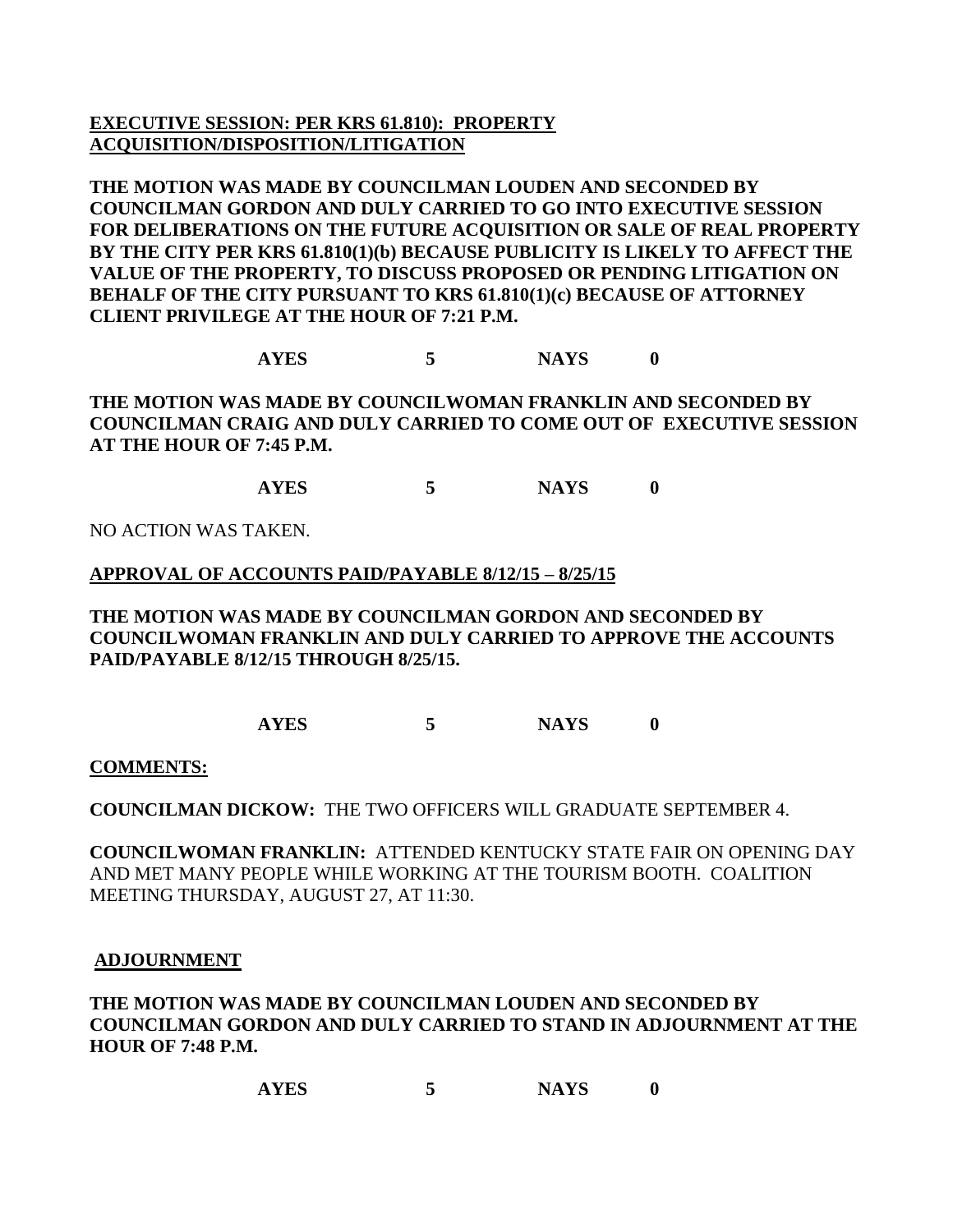**EXECUTIVE SESSION: PER KRS 61.810): PROPERTY ACQUISITION/DISPOSITION/LITIGATION**

**THE MOTION WAS MADE BY COUNCILMAN LOUDEN AND SECONDED BY COUNCILMAN GORDON AND DULY CARRIED TO GO INTO EXECUTIVE SESSION FOR DELIBERATIONS ON THE FUTURE ACQUISITION OR SALE OF REAL PROPERTY BY THE CITY PER KRS 61.810(1)(b) BECAUSE PUBLICITY IS LIKELY TO AFFECT THE VALUE OF THE PROPERTY, TO DISCUSS PROPOSED OR PENDING LITIGATION ON BEHALF OF THE CITY PURSUANT TO KRS 61.810(1)(c) BECAUSE OF ATTORNEY CLIENT PRIVILEGE AT THE HOUR OF 7:21 P.M.**

**AYES 5 NAYS 0**

**THE MOTION WAS MADE BY COUNCILWOMAN FRANKLIN AND SECONDED BY COUNCILMAN CRAIG AND DULY CARRIED TO COME OUT OF EXECUTIVE SESSION AT THE HOUR OF 7:45 P.M.**

**AYES 5 NAYS 0**

NO ACTION WAS TAKEN.

**APPROVAL OF ACCOUNTS PAID/PAYABLE 8/12/15 – 8/25/15**

**THE MOTION WAS MADE BY COUNCILMAN GORDON AND SECONDED BY COUNCILWOMAN FRANKLIN AND DULY CARRIED TO APPROVE THE ACCOUNTS PAID/PAYABLE 8/12/15 THROUGH 8/25/15.**

**AYES 5 NAYS 0**

**COMMENTS:**

**COUNCILMAN DICKOW:** THE TWO OFFICERS WILL GRADUATE SEPTEMBER 4.

**COUNCILWOMAN FRANKLIN:** ATTENDED KENTUCKY STATE FAIR ON OPENING DAY AND MET MANY PEOPLE WHILE WORKING AT THE TOURISM BOOTH. COALITION MEETING THURSDAY, AUGUST 27, AT 11:30.

**ADJOURNMENT**

**THE MOTION WAS MADE BY COUNCILMAN LOUDEN AND SECONDED BY COUNCILMAN GORDON AND DULY CARRIED TO STAND IN ADJOURNMENT AT THE HOUR OF 7:48 P.M.**

**AYES 5 NAYS 0**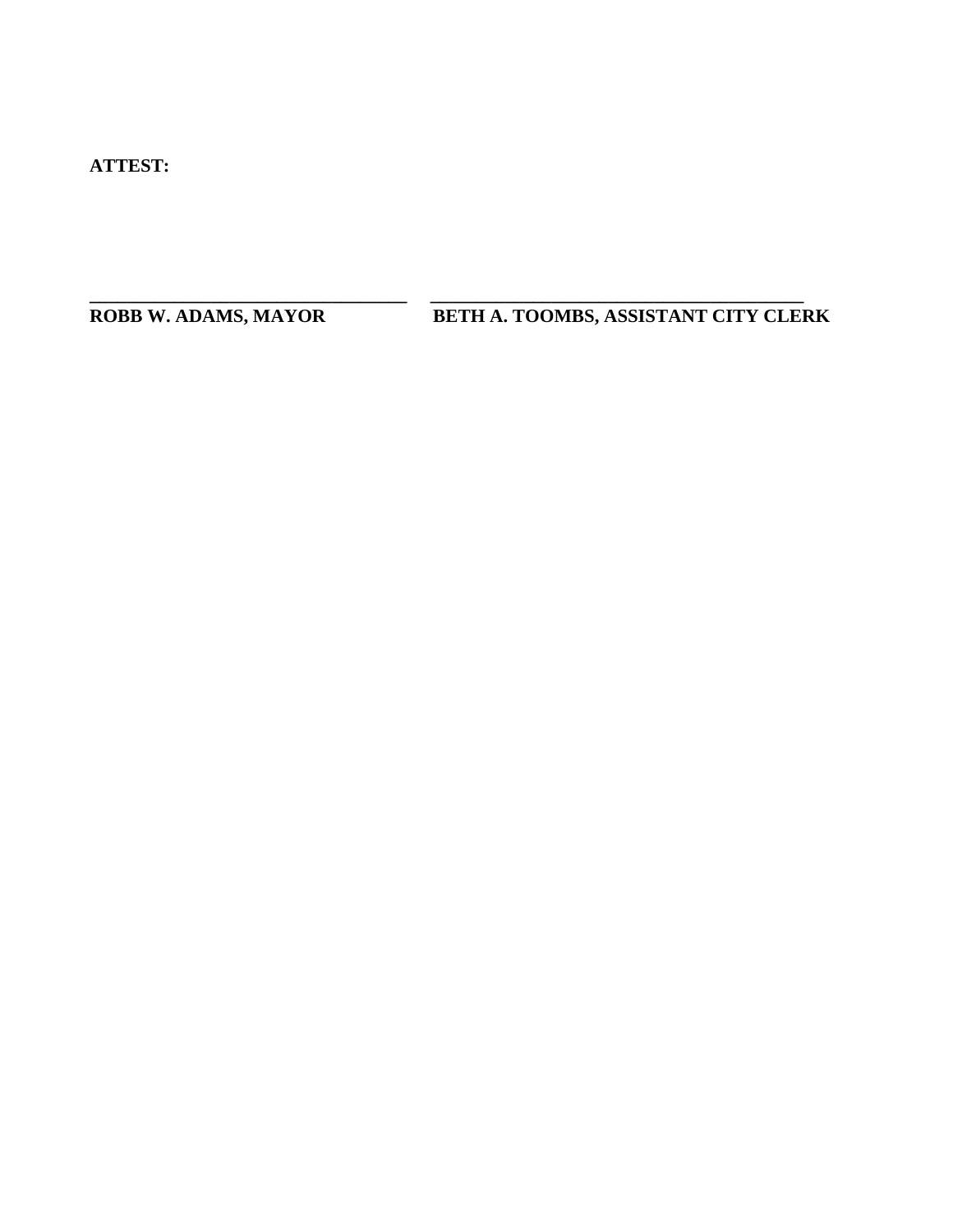**ATTEST:**

| | |
|---|---|
| ___________________________________ | _________________________________________ |
| **ROBB W. ADAMS, MAYOR** | **BETH A. TOOMBS, ASSISTANT CITY CLERK** |